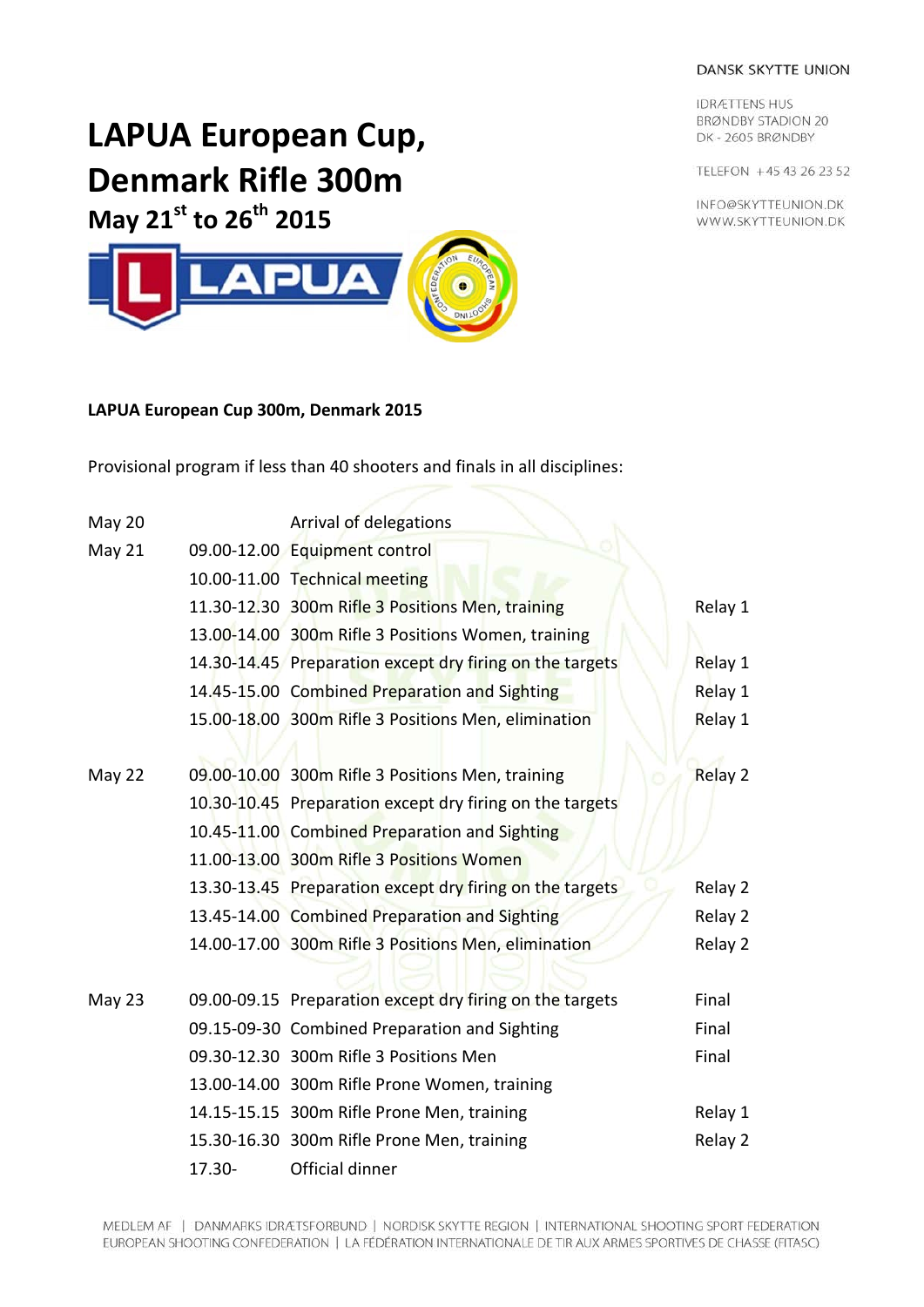DANSK SKYTTE UNION

IDRÆTTENS HUS
BRØNDBY STADION 20
DK - 2605 BRØNDBY

TELEFON +45 43 26 23 52

INFO@SKYTTEUNION.DK
WWW.SKYTTEUNION.DK

# LAPUA European Cup, Denmark Rifle 300m

## May 21st to 26th 2015

**LAPUA European Cup 300m, Denmark 2015**

Provisional program if less than 40 shooters and finals in all disciplines:

| | | | |
|---|---|---|---|
| May 20 | | Arrival of delegations | |
| May 21 | 09.00-12.00 | Equipment control | |
| | 10.00-11.00 | Technical meeting | |
| | 11.30-12.30 | 300m Rifle 3 Positions Men, training | Relay 1 |
| | 13.00-14.00 | 300m Rifle 3 Positions Women, training | |
| | 14.30-14.45 | Preparation except dry firing on the targets | Relay 1 |
| | 14.45-15.00 | Combined Preparation and Sighting | Relay 1 |
| | 15.00-18.00 | 300m Rifle 3 Positions Men, elimination | Relay 1 |
| May 22 | 09.00-10.00 | 300m Rifle 3 Positions Men, training | Relay 2 |
| | 10.30-10.45 | Preparation except dry firing on the targets | |
| | 10.45-11.00 | Combined Preparation and Sighting | |
| | 11.00-13.00 | 300m Rifle 3 Positions Women | |
| | 13.30-13.45 | Preparation except dry firing on the targets | Relay 2 |
| | 13.45-14.00 | Combined Preparation and Sighting | Relay 2 |
| | 14.00-17.00 | 300m Rifle 3 Positions Men, elimination | Relay 2 |
| May 23 | 09.00-09.15 | Preparation except dry firing on the targets | Final |
| | 09.15-09-30 | Combined Preparation and Sighting | Final |
| | 09.30-12.30 | 300m Rifle 3 Positions Men | Final |
| | 13.00-14.00 | 300m Rifle Prone Women, training | |
| | 14.15-15.15 | 300m Rifle Prone Men, training | Relay 1 |
| | 15.30-16.30 | 300m Rifle Prone Men, training | Relay 2 |
| | 17.30- | Official dinner | |

MEDLEM AF | DANMARKS IDRÆTSFORBUND | NORDISK SKYTTE REGION | INTERNATIONAL SHOOTING SPORT FEDERATION
EUROPEAN SHOOTING CONFEDERATION | LA FÉDÉRATION INTERNATIONALE DE TIR AUX ARMES SPORTIVES DE CHASSE (FITASC)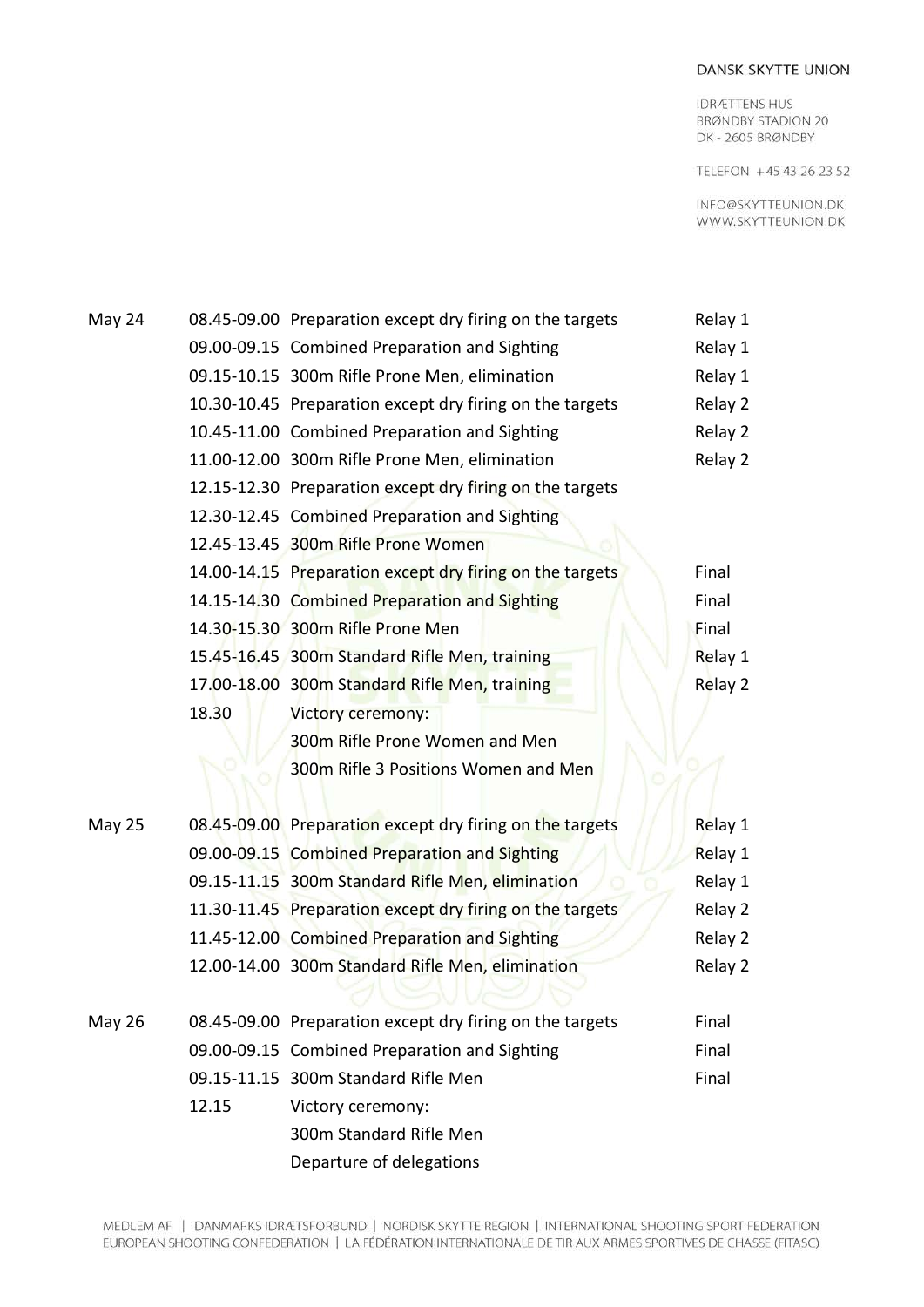| | | | |
|---|---|---|---|
| May 24 | 08.45-09.00 | Preparation except dry firing on the targets | Relay 1 |
| | 09.00-09.15 | Combined Preparation and Sighting | Relay 1 |
| | 09.15-10.15 | 300m Rifle Prone Men, elimination | Relay 1 |
| | 10.30-10.45 | Preparation except dry firing on the targets | Relay 2 |
| | 10.45-11.00 | Combined Preparation and Sighting | Relay 2 |
| | 11.00-12.00 | 300m Rifle Prone Men, elimination | Relay 2 |
| | 12.15-12.30 | Preparation except dry firing on the targets | |
| | 12.30-12.45 | Combined Preparation and Sighting | |
| | 12.45-13.45 | 300m Rifle Prone Women | |
| | 14.00-14.15 | Preparation except dry firing on the targets | Final |
| | 14.15-14.30 | Combined Preparation and Sighting | Final |
| | 14.30-15.30 | 300m Rifle Prone Men | Final |
| | 15.45-16.45 | 300m Standard Rifle Men, training | Relay 1 |
| | 17.00-18.00 | 300m Standard Rifle Men, training | Relay 2 |
| | 18.30 | Victory ceremony:<br>300m Rifle Prone Women and Men<br>300m Rifle 3 Positions Women and Men | |
| May 25 | 08.45-09.00 | Preparation except dry firing on the targets | Relay 1 |
| | 09.00-09.15 | Combined Preparation and Sighting | Relay 1 |
| | 09.15-11.15 | 300m Standard Rifle Men, elimination | Relay 1 |
| | 11.30-11.45 | Preparation except dry firing on the targets | Relay 2 |
| | 11.45-12.00 | Combined Preparation and Sighting | Relay 2 |
| | 12.00-14.00 | 300m Standard Rifle Men, elimination | Relay 2 |
| May 26 | 08.45-09.00 | Preparation except dry firing on the targets | Final |
| | 09.00-09.15 | Combined Preparation and Sighting | Final |
| | 09.15-11.15 | 300m Standard Rifle Men | Final |
| | 12.15 | Victory ceremony:<br>300m Standard Rifle Men<br>Departure of delegations | |